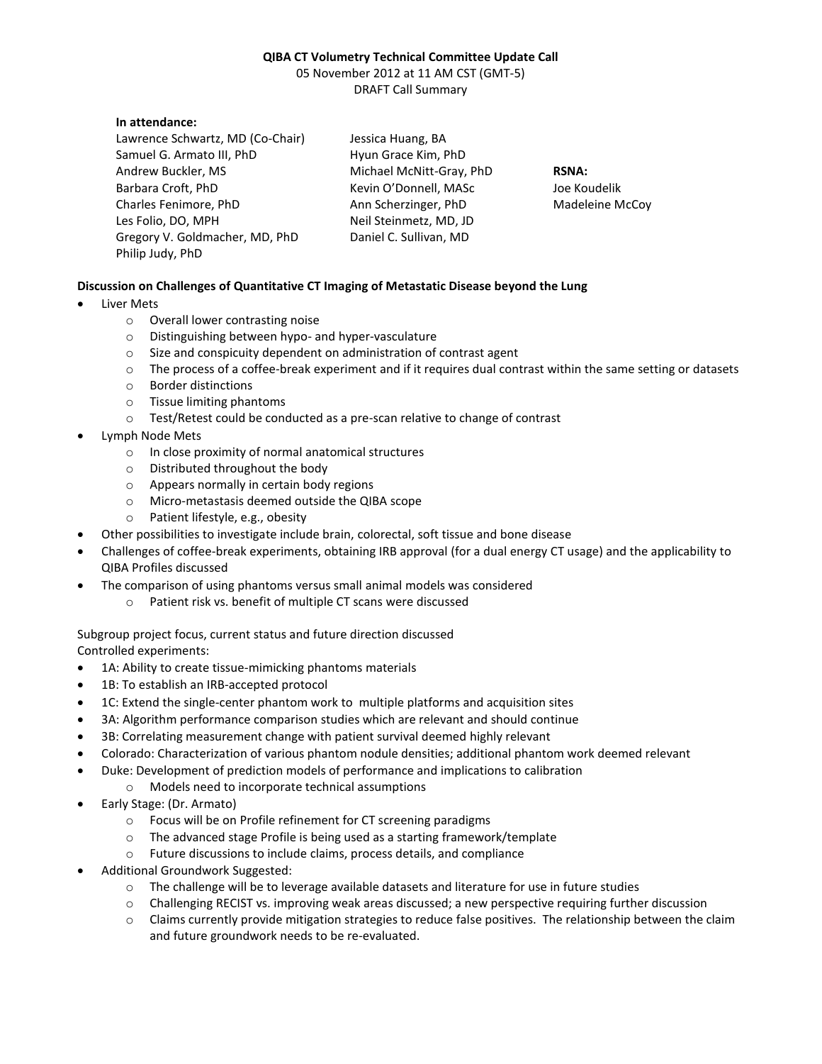**QIBA CT Volumetry Technical Committee Update Call**
05 November 2012 at 11 AM CST (GMT-5)
DRAFT Call Summary

**In attendance:**

Lawrence Schwartz, MD (Co-Chair)
Samuel G. Armato III, PhD
Andrew Buckler, MS
Barbara Croft, PhD
Charles Fenimore, PhD
Les Folio, DO, MPH
Gregory V. Goldmacher, MD, PhD
Philip Judy, PhD
Jessica Huang, BA
Hyun Grace Kim, PhD
Michael McNitt-Gray, PhD
Kevin O'Donnell, MASc
Ann Scherzinger, PhD
Neil Steinmetz, MD, JD
Daniel C. Sullivan, MD

**RSNA:**
Joe Koudelik
Madeleine McCoy

**Discussion on Challenges of Quantitative CT Imaging of Metastatic Disease beyond the Lung**

- Liver Mets
  - Overall lower contrasting noise
  - Distinguishing between hypo- and hyper-vasculature
  - Size and conspicuity dependent on administration of contrast agent
  - The process of a coffee-break experiment and if it requires dual contrast within the same setting or datasets
  - Border distinctions
  - Tissue limiting phantoms
  - Test/Retest could be conducted as a pre-scan relative to change of contrast
- Lymph Node Mets
  - In close proximity of normal anatomical structures
  - Distributed throughout the body
  - Appears normally in certain body regions
  - Micro-metastasis deemed outside the QIBA scope
  - Patient lifestyle, e.g., obesity
- Other possibilities to investigate include brain, colorectal, soft tissue and bone disease
- Challenges of coffee-break experiments, obtaining IRB approval (for a dual energy CT usage) and the applicability to QIBA Profiles discussed
- The comparison of using phantoms versus small animal models was considered
  - Patient risk vs. benefit of multiple CT scans were discussed

Subgroup project focus, current status and future direction discussed
Controlled experiments:

- 1A: Ability to create tissue-mimicking phantoms materials
- 1B: To establish an IRB-accepted protocol
- 1C: Extend the single-center phantom work to multiple platforms and acquisition sites
- 3A: Algorithm performance comparison studies which are relevant and should continue
- 3B: Correlating measurement change with patient survival deemed highly relevant
- Colorado: Characterization of various phantom nodule densities; additional phantom work deemed relevant
- Duke: Development of prediction models of performance and implications to calibration
  - Models need to incorporate technical assumptions
- Early Stage: (Dr. Armato)
  - Focus will be on Profile refinement for CT screening paradigms
  - The advanced stage Profile is being used as a starting framework/template
  - Future discussions to include claims, process details, and compliance
- Additional Groundwork Suggested:
  - The challenge will be to leverage available datasets and literature for use in future studies
  - Challenging RECIST vs. improving weak areas discussed; a new perspective requiring further discussion
  - Claims currently provide mitigation strategies to reduce false positives. The relationship between the claim and future groundwork needs to be re-evaluated.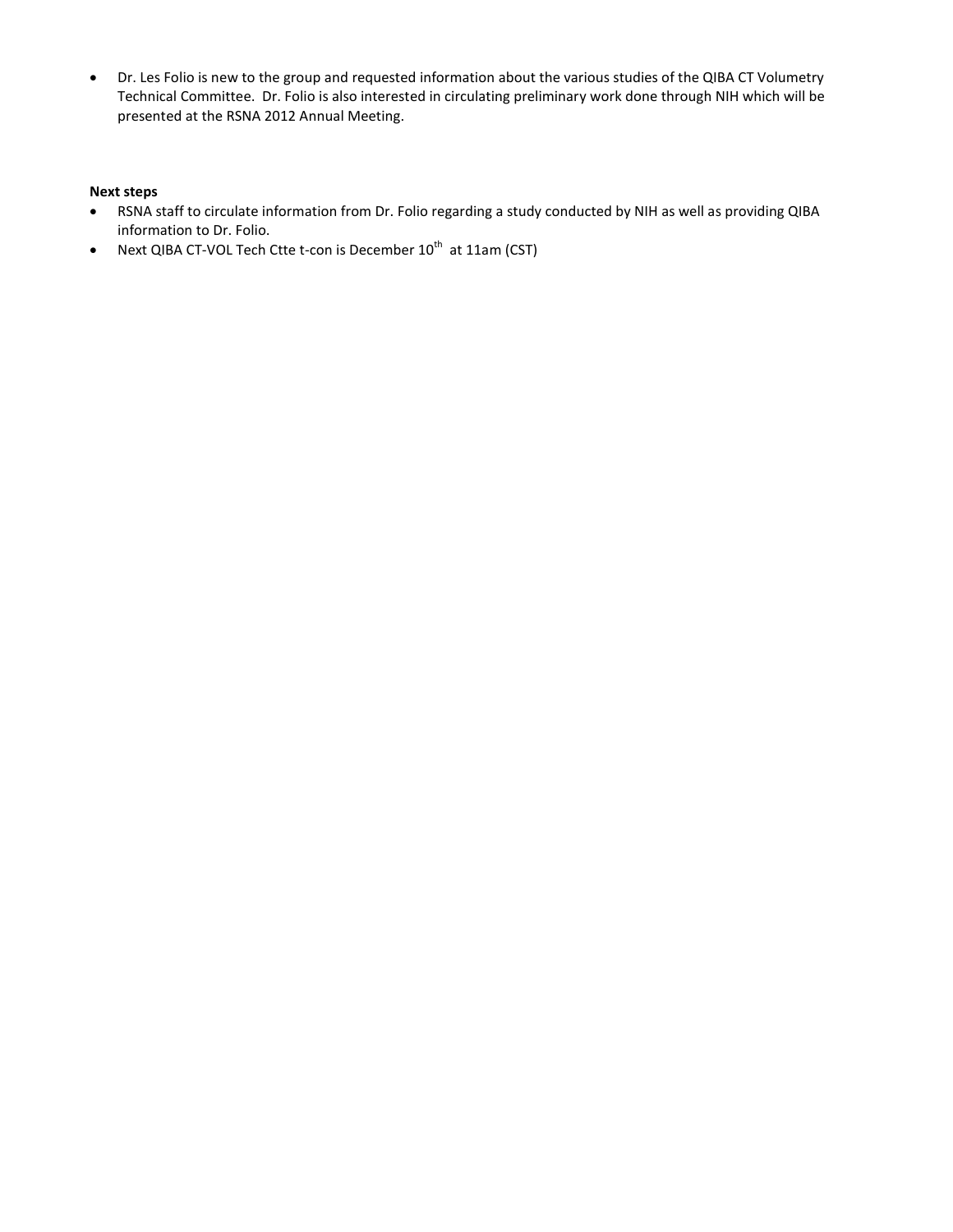- Dr. Les Folio is new to the group and requested information about the various studies of the QIBA CT Volumetry Technical Committee. Dr. Folio is also interested in circulating preliminary work done through NIH which will be presented at the RSNA 2012 Annual Meeting.

**Next steps**

- RSNA staff to circulate information from Dr. Folio regarding a study conducted by NIH as well as providing QIBA information to Dr. Folio.
- Next QIBA CT-VOL Tech Ctte t-con is December 10th at 11am (CST)